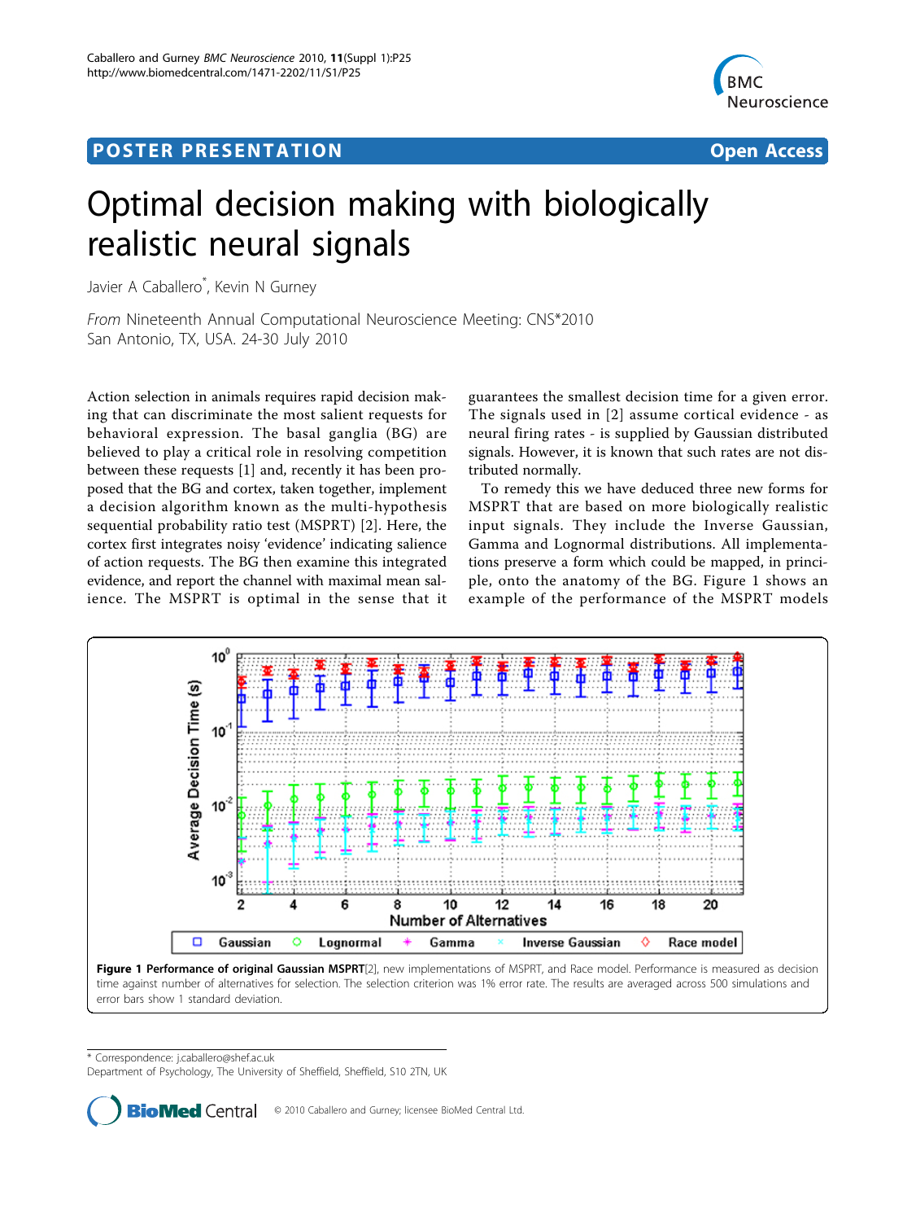POSTER PRESENTATION Open Access

# Optimal decision making with biologically realistic neural signals

Javier A Caballero*, Kevin N Gurney

*From* Nineteenth Annual Computational Neuroscience Meeting: CNS*2010
San Antonio, TX, USA. 24-30 July 2010

Action selection in animals requires rapid decision making that can discriminate the most salient requests for behavioral expression. The basal ganglia (BG) are believed to play a critical role in resolving competition between these requests [1] and, recently it has been proposed that the BG and cortex, taken together, implement a decision algorithm known as the multi-hypothesis sequential probability ratio test (MSPRT) [2]. Here, the cortex first integrates noisy 'evidence' indicating salience of action requests. The BG then examine this integrated evidence, and report the channel with maximal mean salience. The MSPRT is optimal in the sense that it guarantees the smallest decision time for a given error. The signals used in [2] assume cortical evidence - as neural firing rates - is supplied by Gaussian distributed signals. However, it is known that such rates are not distributed normally.

To remedy this we have deduced three new forms for MSPRT that are based on more biologically realistic input signals. They include the Inverse Gaussian, Gamma and Lognormal distributions. All implementations preserve a form which could be mapped, in principle, onto the anatomy of the BG. Figure 1 shows an example of the performance of the MSPRT models

**Figure 1 Performance of original Gaussian MSPRT**[2], new implementations of MSPRT, and Race model. Performance is measured as decision time against number of alternatives for selection. The selection criterion was 1% error rate. The results are averaged across 500 simulations and error bars show 1 standard deviation.

* Correspondence: j.caballero@shef.ac.uk
Department of Psychology, The University of Sheffield, Sheffield, S10 2TN, UK

© 2010 Caballero and Gurney; licensee BioMed Central Ltd.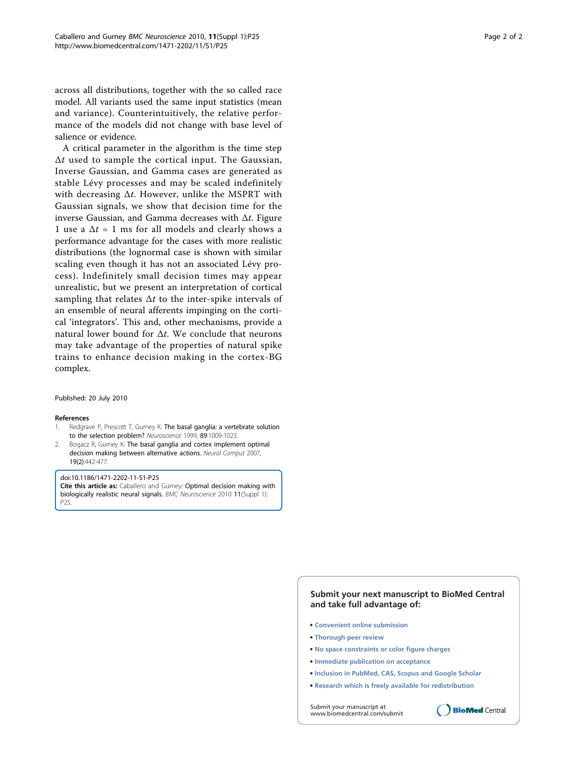across all distributions, together with the so called race model. All variants used the same input statistics (mean and variance). Counterintuitively, the relative performance of the models did not change with base level of salience or evidence.

A critical parameter in the algorithm is the time step $\Delta t$ used to sample the cortical input. The Gaussian, Inverse Gaussian, and Gamma cases are generated as stable Lévy processes and may be scaled indefinitely with decreasing $\Delta t$. However, unlike the MSPRT with Gaussian signals, we show that decision time for the inverse Gaussian, and Gamma decreases with $\Delta t$. Figure 1 use a $\Delta t$ = 1 ms for all models and clearly shows a performance advantage for the cases with more realistic distributions (the lognormal case is shown with similar scaling even though it has not an associated Lévy process). Indefinitely small decision times may appear unrealistic, but we present an interpretation of cortical sampling that relates $\Delta t$ to the inter-spike intervals of an ensemble of neural afferents impinging on the cortical 'integrators'. This and, other mechanisms, provide a natural lower bound for $\Delta t$. We conclude that neurons may take advantage of the properties of natural spike trains to enhance decision making in the cortex-BG complex.

Published: 20 July 2010

**References**

1. Redgrave P, Prescott T, Gurney K: **The basal ganglia: a vertebrate solution to the selection problem?** *Neuroscience* 1999, **89**:1009-1023.
2. Bogacz R, Gurney K: **The basal ganglia and cortex implement optimal decision making between alternative actions.** *Neural Comput* 2007, **19(2)**:442-477.

doi:10.1186/1471-2202-11-S1-P25
**Cite this article as:** Caballero and Gurney: **Optimal decision making with biologically realistic neural signals.** *BMC Neuroscience* 2010 **11**(Suppl 1): P25.

**Submit your next manuscript to BioMed Central and take full advantage of:**

- Convenient online submission
- Thorough peer review
- No space constraints or color figure charges
- Immediate publication on acceptance
- Inclusion in PubMed, CAS, Scopus and Google Scholar
- Research which is freely available for redistribution

Submit your manuscript at
www.biomedcentral.com/submit

BioMed Central